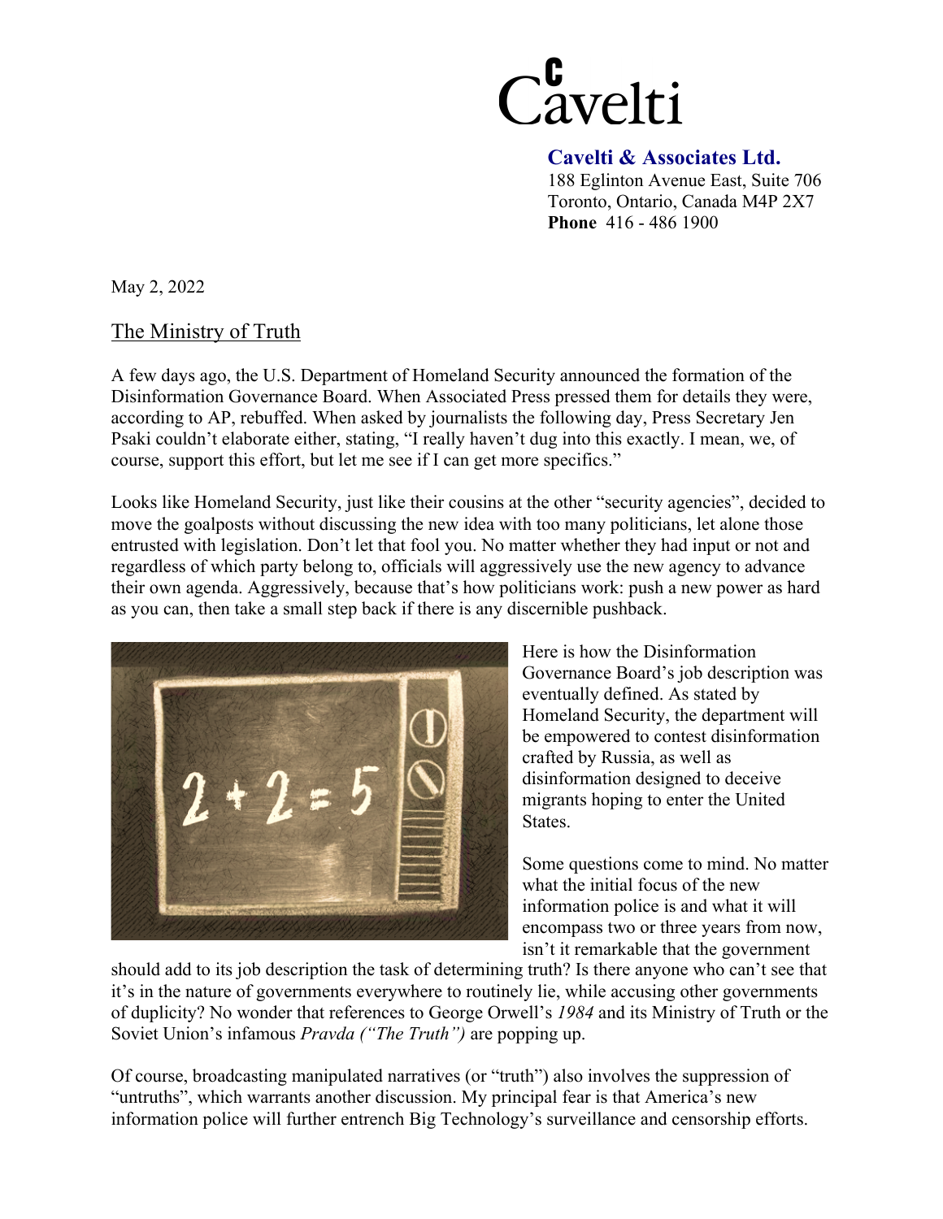Cavelti

**Cavelti & Associates Ltd.**
188 Eglinton Avenue East, Suite 706
Toronto, Ontario, Canada M4P 2X7
**Phone** 416 - 486 1900

May 2, 2022

## The Ministry of Truth

A few days ago, the U.S. Department of Homeland Security announced the formation of the Disinformation Governance Board. When Associated Press pressed them for details they were, according to AP, rebuffed. When asked by journalists the following day, Press Secretary Jen Psaki couldn't elaborate either, stating, "I really haven't dug into this exactly. I mean, we, of course, support this effort, but let me see if I can get more specifics."

Looks like Homeland Security, just like their cousins at the other "security agencies", decided to move the goalposts without discussing the new idea with too many politicians, let alone those entrusted with legislation. Don't let that fool you. No matter whether they had input or not and regardless of which party belong to, officials will aggressively use the new agency to advance their own agenda. Aggressively, because that's how politicians work: push a new power as hard as you can, then take a small step back if there is any discernible pushback.

Here is how the Disinformation Governance Board's job description was eventually defined. As stated by Homeland Security, the department will be empowered to contest disinformation crafted by Russia, as well as disinformation designed to deceive migrants hoping to enter the United States.

Some questions come to mind. No matter what the initial focus of the new information police is and what it will encompass two or three years from now, isn't it remarkable that the government should add to its job description the task of determining truth? Is there anyone who can't see that it's in the nature of governments everywhere to routinely lie, while accusing other governments of duplicity? No wonder that references to George Orwell's *1984* and its Ministry of Truth or the Soviet Union's infamous *Pravda ("The Truth")* are popping up.

Of course, broadcasting manipulated narratives (or "truth") also involves the suppression of "untruths", which warrants another discussion. My principal fear is that America's new information police will further entrench Big Technology's surveillance and censorship efforts.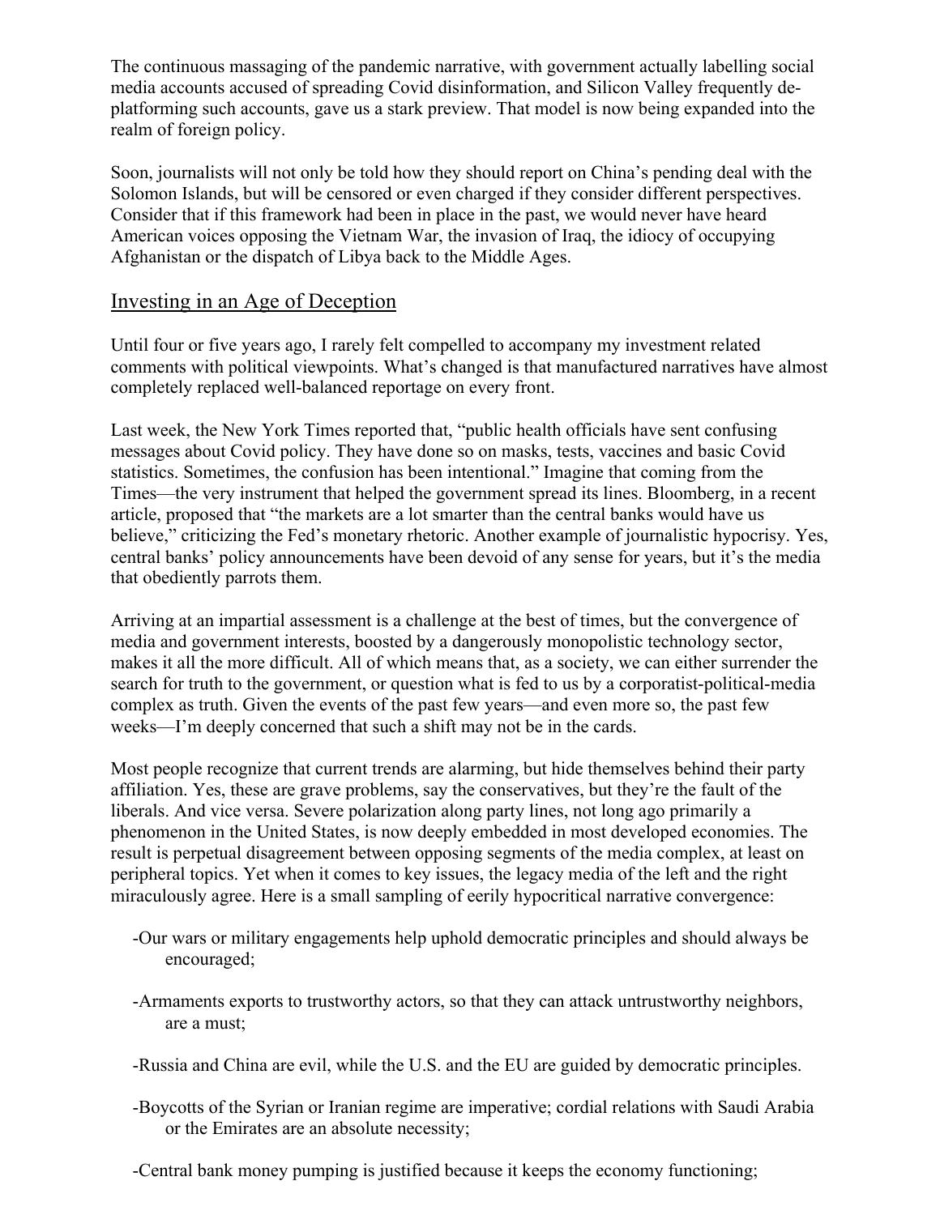The continuous massaging of the pandemic narrative, with government actually labelling social media accounts accused of spreading Covid disinformation, and Silicon Valley frequently de-platforming such accounts, gave us a stark preview. That model is now being expanded into the realm of foreign policy.

Soon, journalists will not only be told how they should report on China's pending deal with the Solomon Islands, but will be censored or even charged if they consider different perspectives. Consider that if this framework had been in place in the past, we would never have heard American voices opposing the Vietnam War, the invasion of Iraq, the idiocy of occupying Afghanistan or the dispatch of Libya back to the Middle Ages.

## Investing in an Age of Deception

Until four or five years ago, I rarely felt compelled to accompany my investment related comments with political viewpoints. What's changed is that manufactured narratives have almost completely replaced well-balanced reportage on every front.

Last week, the New York Times reported that, "public health officials have sent confusing messages about Covid policy. They have done so on masks, tests, vaccines and basic Covid statistics. Sometimes, the confusion has been intentional." Imagine that coming from the Times—the very instrument that helped the government spread its lines. Bloomberg, in a recent article, proposed that "the markets are a lot smarter than the central banks would have us believe," criticizing the Fed's monetary rhetoric. Another example of journalistic hypocrisy. Yes, central banks' policy announcements have been devoid of any sense for years, but it's the media that obediently parrots them.

Arriving at an impartial assessment is a challenge at the best of times, but the convergence of media and government interests, boosted by a dangerously monopolistic technology sector, makes it all the more difficult. All of which means that, as a society, we can either surrender the search for truth to the government, or question what is fed to us by a corporatist-political-media complex as truth. Given the events of the past few years—and even more so, the past few weeks—I'm deeply concerned that such a shift may not be in the cards.

Most people recognize that current trends are alarming, but hide themselves behind their party affiliation. Yes, these are grave problems, say the conservatives, but they're the fault of the liberals. And vice versa. Severe polarization along party lines, not long ago primarily a phenomenon in the United States, is now deeply embedded in most developed economies. The result is perpetual disagreement between opposing segments of the media complex, at least on peripheral topics. Yet when it comes to key issues, the legacy media of the left and the right miraculously agree. Here is a small sampling of eerily hypocritical narrative convergence:

- Our wars or military engagements help uphold democratic principles and should always be encouraged;
- Armaments exports to trustworthy actors, so that they can attack untrustworthy neighbors, are a must;
- Russia and China are evil, while the U.S. and the EU are guided by democratic principles.
- Boycotts of the Syrian or Iranian regime are imperative; cordial relations with Saudi Arabia or the Emirates are an absolute necessity;
- Central bank money pumping is justified because it keeps the economy functioning;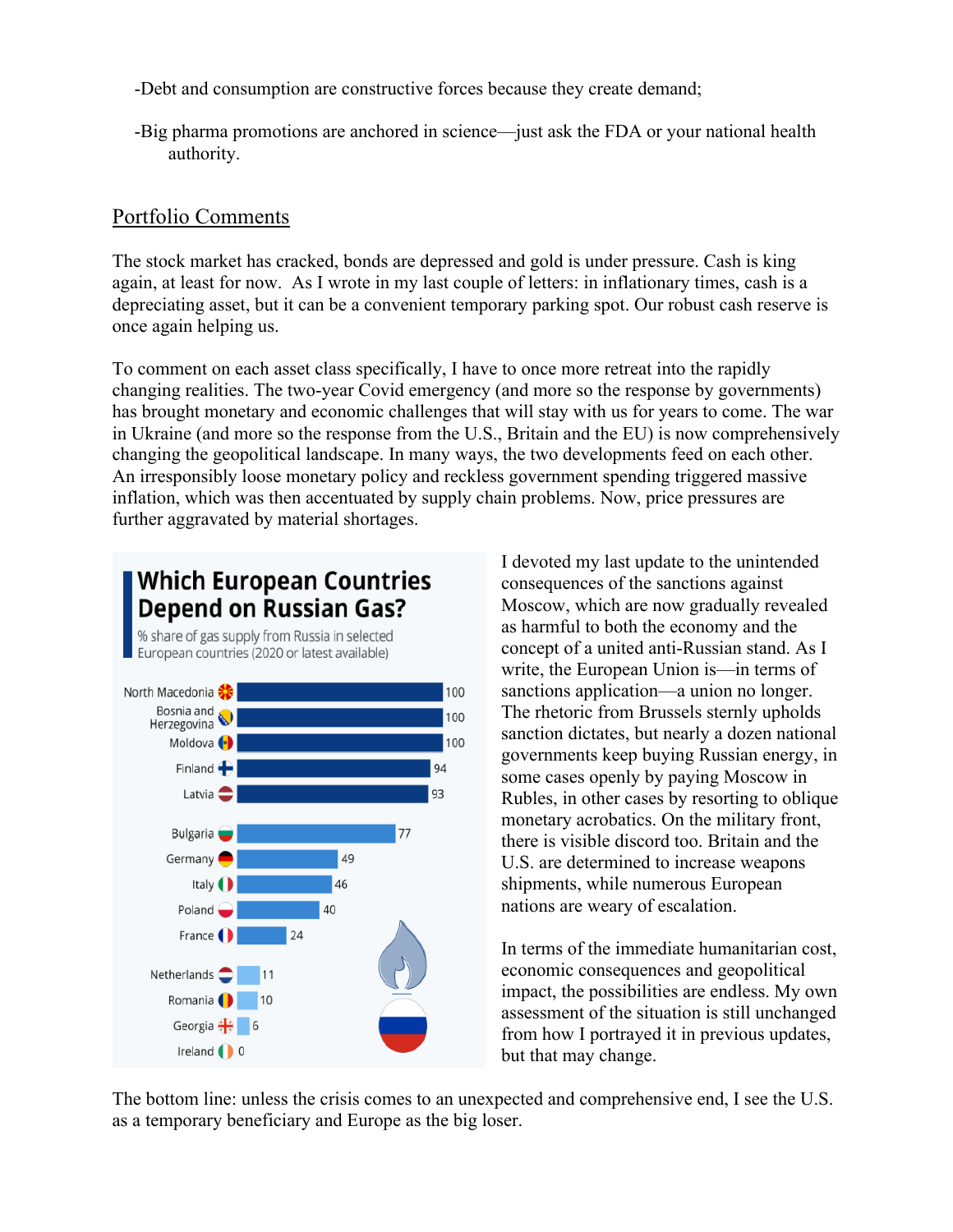-Debt and consumption are constructive forces because they create demand;

-Big pharma promotions are anchored in science—just ask the FDA or your national health authority.

## Portfolio Comments

The stock market has cracked, bonds are depressed and gold is under pressure. Cash is king again, at least for now. As I wrote in my last couple of letters: in inflationary times, cash is a depreciating asset, but it can be a convenient temporary parking spot. Our robust cash reserve is once again helping us.

To comment on each asset class specifically, I have to once more retreat into the rapidly changing realities. The two-year Covid emergency (and more so the response by governments) has brought monetary and economic challenges that will stay with us for years to come. The war in Ukraine (and more so the response from the U.S., Britain and the EU) is now comprehensively changing the geopolitical landscape. In many ways, the two developments feed on each other. An irresponsibly loose monetary policy and reckless government spending triggered massive inflation, which was then accentuated by supply chain problems. Now, price pressures are further aggravated by material shortages.

**Which European Countries Depend on Russian Gas?**

% share of gas supply from Russia in selected European countries (2020 or latest available)

| Country | % |
|---|---|
| North Macedonia | 100 |
| Bosnia and Herzegovina | 100 |
| Moldova | 100 |
| Finland | 94 |
| Latvia | 93 |
| Bulgaria | 77 |
| Germany | 49 |
| Italy | 46 |
| Poland | 40 |
| France | 24 |
| Netherlands | 11 |
| Romania | 10 |
| Georgia | 6 |
| Ireland | 0 |

I devoted my last update to the unintended consequences of the sanctions against Moscow, which are now gradually revealed as harmful to both the economy and the concept of a united anti-Russian stand. As I write, the European Union is—in terms of sanctions application—a union no longer. The rhetoric from Brussels sternly upholds sanction dictates, but nearly a dozen national governments keep buying Russian energy, in some cases openly by paying Moscow in Rubles, in other cases by resorting to oblique monetary acrobatics. On the military front, there is visible discord too. Britain and the U.S. are determined to increase weapons shipments, while numerous European nations are weary of escalation.

In terms of the immediate humanitarian cost, economic consequences and geopolitical impact, the possibilities are endless. My own assessment of the situation is still unchanged from how I portrayed it in previous updates, but that may change.

The bottom line: unless the crisis comes to an unexpected and comprehensive end, I see the U.S. as a temporary beneficiary and Europe as the big loser.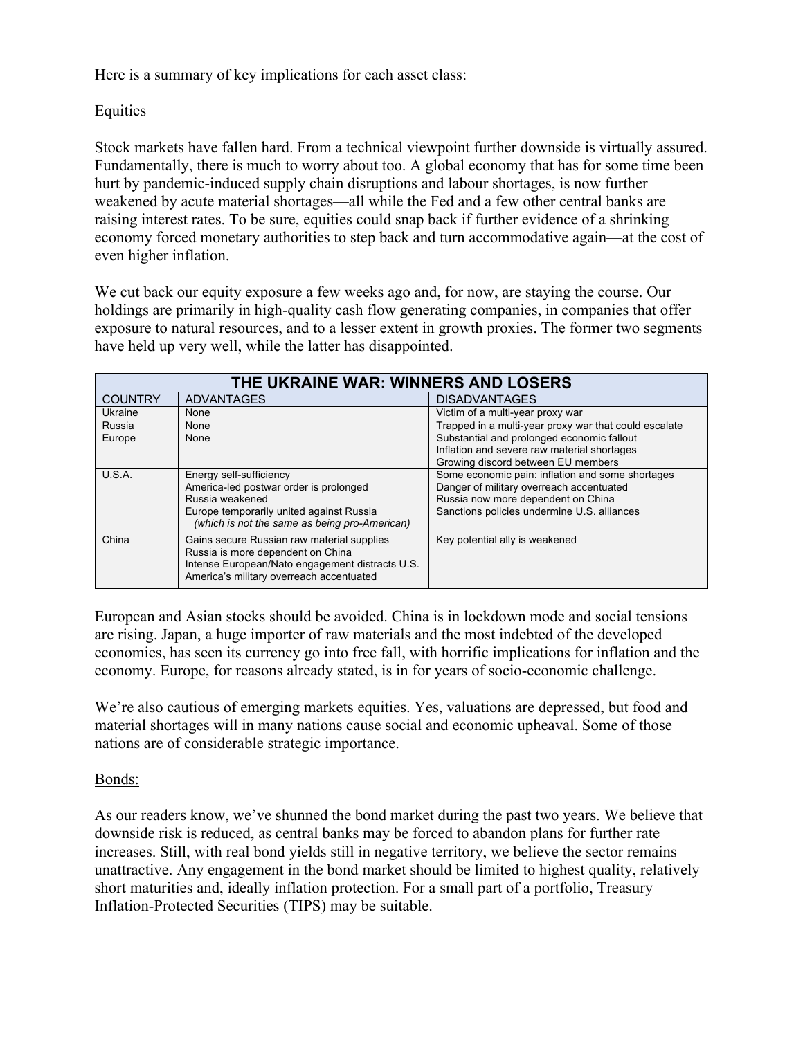Here is a summary of key implications for each asset class:

<u>Equities</u>

Stock markets have fallen hard. From a technical viewpoint further downside is virtually assured. Fundamentally, there is much to worry about too. A global economy that has for some time been hurt by pandemic-induced supply chain disruptions and labour shortages, is now further weakened by acute material shortages—all while the Fed and a few other central banks are raising interest rates. To be sure, equities could snap back if further evidence of a shrinking economy forced monetary authorities to step back and turn accommodative again—at the cost of even higher inflation.

We cut back our equity exposure a few weeks ago and, for now, are staying the course. Our holdings are primarily in high-quality cash flow generating companies, in companies that offer exposure to natural resources, and to a lesser extent in growth proxies. The former two segments have held up very well, while the latter has disappointed.

| THE UKRAINE WAR: WINNERS AND LOSERS | | |
|---|---|---|
| COUNTRY | ADVANTAGES | DISADVANTAGES |
| Ukraine | None | Victim of a multi-year proxy war |
| Russia | None | Trapped in a multi-year proxy war that could escalate |
| Europe | None | Substantial and prolonged economic fallout<br>Inflation and severe raw material shortages<br>Growing discord between EU members |
| U.S.A. | Energy self-sufficiency<br>America-led postwar order is prolonged<br>Russia weakened<br>Europe temporarily united against Russia<br>*(which is not the same as being pro-American)* | Some economic pain: inflation and some shortages<br>Danger of military overreach accentuated<br>Russia now more dependent on China<br>Sanctions policies undermine U.S. alliances |
| China | Gains secure Russian raw material supplies<br>Russia is more dependent on China<br>Intense European/Nato engagement distracts U.S.<br>America's military overreach accentuated | Key potential ally is weakened |

European and Asian stocks should be avoided. China is in lockdown mode and social tensions are rising. Japan, a huge importer of raw materials and the most indebted of the developed economies, has seen its currency go into free fall, with horrific implications for inflation and the economy. Europe, for reasons already stated, is in for years of socio-economic challenge.

We're also cautious of emerging markets equities. Yes, valuations are depressed, but food and material shortages will in many nations cause social and economic upheaval. Some of those nations are of considerable strategic importance.

<u>Bonds:</u>

As our readers know, we've shunned the bond market during the past two years. We believe that downside risk is reduced, as central banks may be forced to abandon plans for further rate increases. Still, with real bond yields still in negative territory, we believe the sector remains unattractive. Any engagement in the bond market should be limited to highest quality, relatively short maturities and, ideally inflation protection. For a small part of a portfolio, Treasury Inflation-Protected Securities (TIPS) may be suitable.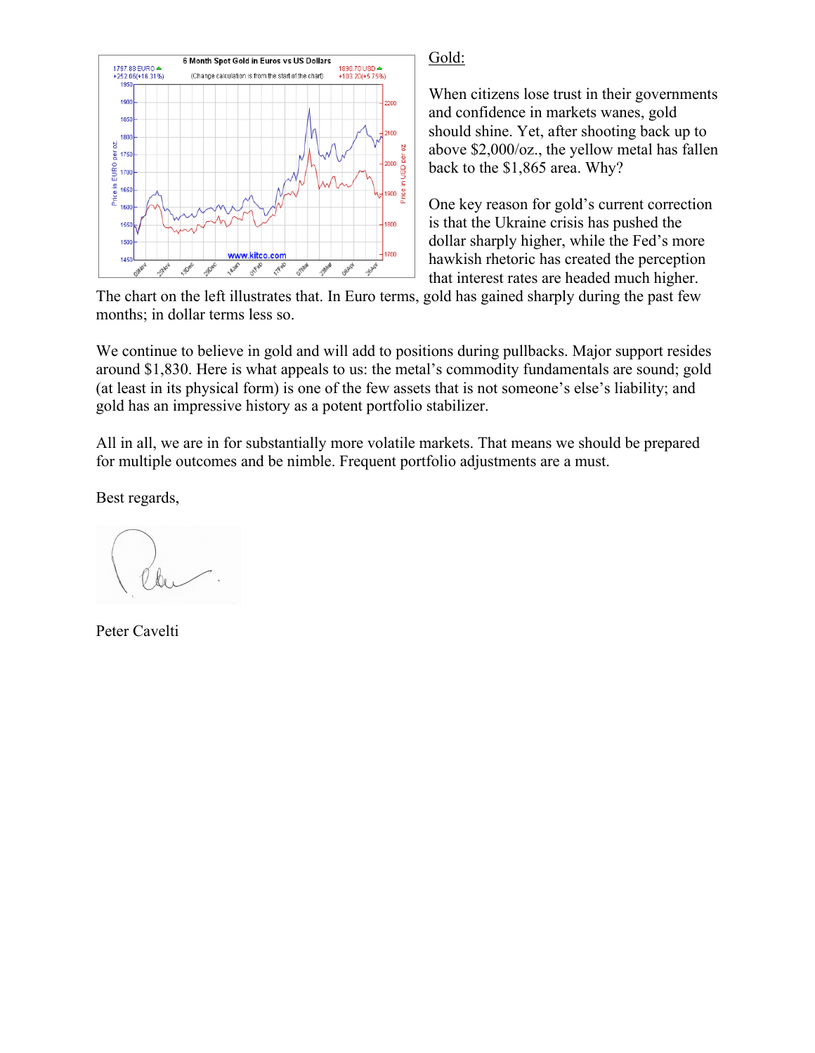6 Month Spot Gold in Euros vs US Dollars

1797.88 EURO
+252.08(+16.31%)

(Change calculation is from the start of the chart)

1896.70 USD
+103.20(+5.75%)

Price in EURO per oz.

Price in USD per oz.

www.kitco.com

09Nov 25Nov 13Dec 29Dec 14Jan 01Feb 17Feb 07Mar 23Mar 08Apr 26Apr

## Gold:

When citizens lose trust in their governments and confidence in markets wanes, gold should shine. Yet, after shooting back up to above $2,000/oz., the yellow metal has fallen back to the $1,865 area. Why?

One key reason for gold's current correction is that the Ukraine crisis has pushed the dollar sharply higher, while the Fed's more hawkish rhetoric has created the perception that interest rates are headed much higher. The chart on the left illustrates that. In Euro terms, gold has gained sharply during the past few months; in dollar terms less so.

We continue to believe in gold and will add to positions during pullbacks. Major support resides around $1,830. Here is what appeals to us: the metal's commodity fundamentals are sound; gold (at least in its physical form) is one of the few assets that is not someone's else's liability; and gold has an impressive history as a potent portfolio stabilizer.

All in all, we are in for substantially more volatile markets. That means we should be prepared for multiple outcomes and be nimble. Frequent portfolio adjustments are a must.

Best regards,

Peter Cavelti